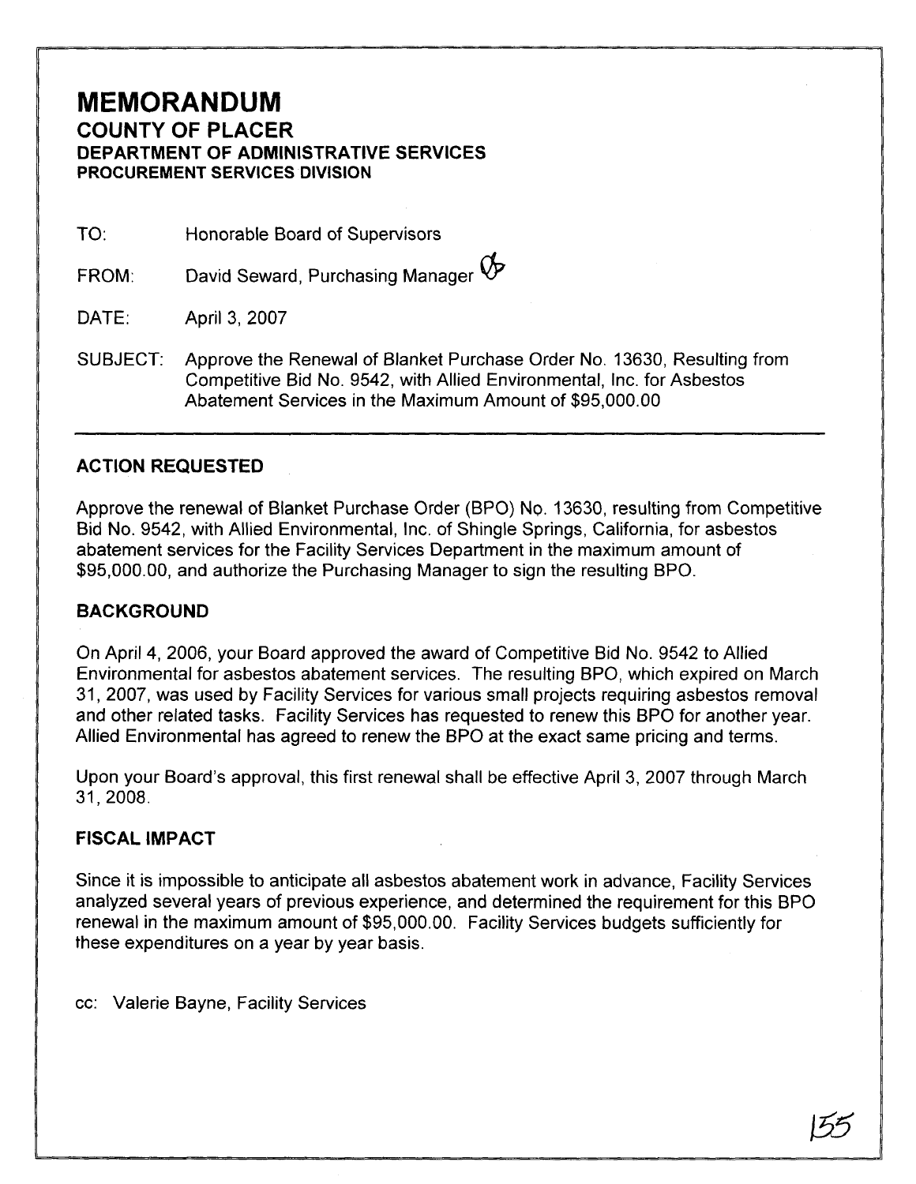# MEMORANDUM

## COUNTY OF PLACER

### DEPARTMENT OF ADMINISTRATIVE SERVICES

### PROCUREMENT SERVICES DIVISION

TO: Honorable Board of Supervisors

FROM: David Seward, Purchasing Manager

DATE: April 3, 2007

SUBJECT: Approve the Renewal of Blanket Purchase Order No. 13630, Resulting from Competitive Bid No. 9542, with Allied Environmental, Inc. for Asbestos Abatement Services in the Maximum Amount of $95,000.00

---

## ACTION REQUESTED

Approve the renewal of Blanket Purchase Order (BPO) No. 13630, resulting from Competitive Bid No. 9542, with Allied Environmental, Inc. of Shingle Springs, California, for asbestos abatement services for the Facility Services Department in the maximum amount of $95,000.00, and authorize the Purchasing Manager to sign the resulting BPO.

## BACKGROUND

On April 4, 2006, your Board approved the award of Competitive Bid No. 9542 to Allied Environmental for asbestos abatement services. The resulting BPO, which expired on March 31, 2007, was used by Facility Services for various small projects requiring asbestos removal and other related tasks. Facility Services has requested to renew this BPO for another year. Allied Environmental has agreed to renew the BPO at the exact same pricing and terms.

Upon your Board's approval, this first renewal shall be effective April 3, 2007 through March 31, 2008.

## FISCAL IMPACT

Since it is impossible to anticipate all asbestos abatement work in advance, Facility Services analyzed several years of previous experience, and determined the requirement for this BPO renewal in the maximum amount of $95,000.00. Facility Services budgets sufficiently for these expenditures on a year by year basis.

cc: Valerie Bayne, Facility Services